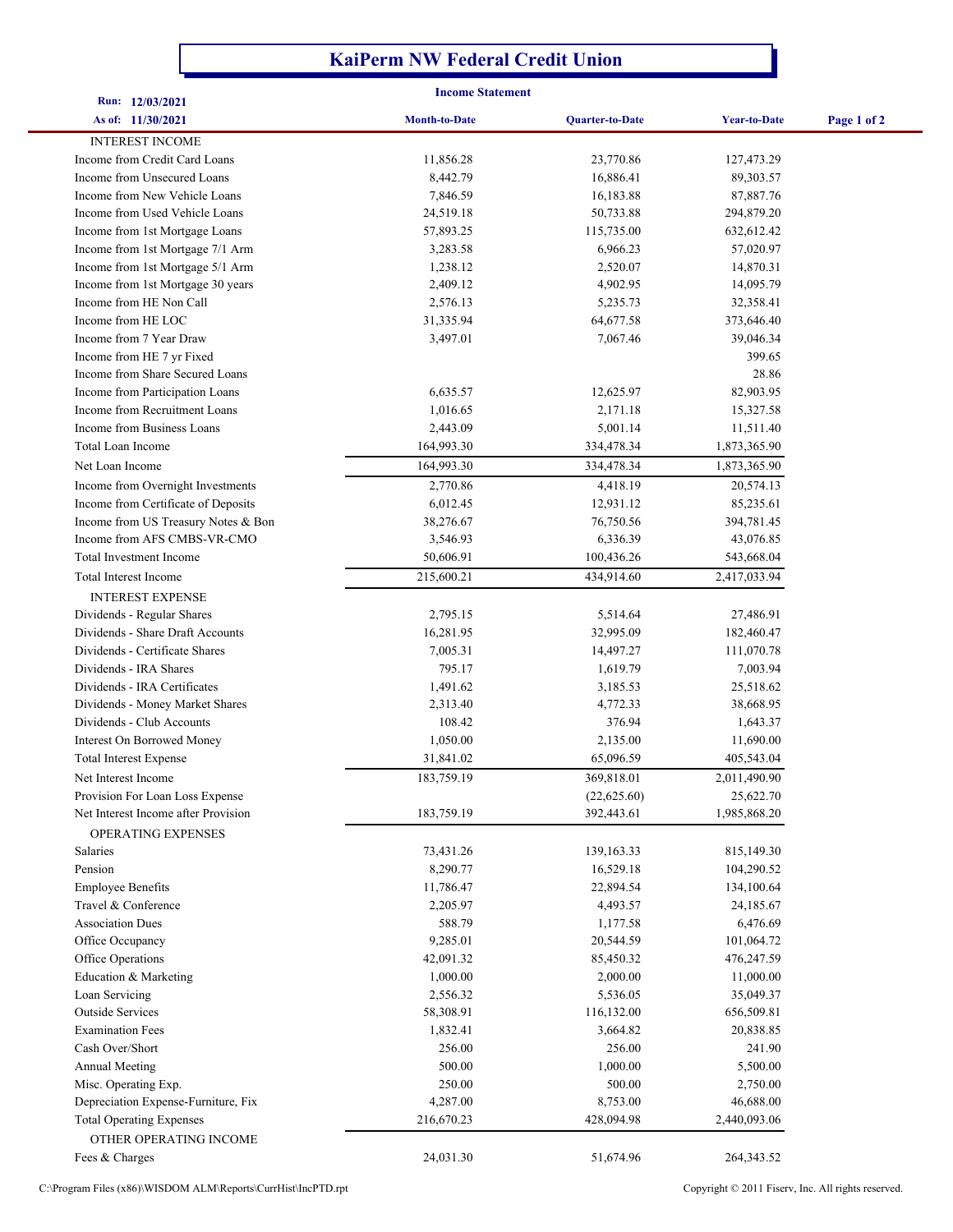# KaiPerm NW Federal Credit Union

## Income Statement

Run: 12/03/2021

As of: 11/30/2021

| | Month-to-Date | Quarter-to-Date | Year-to-Date |
|---|---|---|---|
| **INTEREST INCOME** | | | |
| Income from Credit Card Loans | 11,856.28 | 23,770.86 | 127,473.29 |
| Income from Unsecured Loans | 8,442.79 | 16,886.41 | 89,303.57 |
| Income from New Vehicle Loans | 7,846.59 | 16,183.88 | 87,887.76 |
| Income from Used Vehicle Loans | 24,519.18 | 50,733.88 | 294,879.20 |
| Income from 1st Mortgage Loans | 57,893.25 | 115,735.00 | 632,612.42 |
| Income from 1st Mortgage 7/1 Arm | 3,283.58 | 6,966.23 | 57,020.97 |
| Income from 1st Mortgage 5/1 Arm | 1,238.12 | 2,520.07 | 14,870.31 |
| Income from 1st Mortgage 30 years | 2,409.12 | 4,902.95 | 14,095.79 |
| Income from HE Non Call | 2,576.13 | 5,235.73 | 32,358.41 |
| Income from HE LOC | 31,335.94 | 64,677.58 | 373,646.40 |
| Income from 7 Year Draw | 3,497.01 | 7,067.46 | 39,046.34 |
| Income from HE 7 yr Fixed | | | 399.65 |
| Income from Share Secured Loans | | | 28.86 |
| Income from Participation Loans | 6,635.57 | 12,625.97 | 82,903.95 |
| Income from Recruitment Loans | 1,016.65 | 2,171.18 | 15,327.58 |
| Income from Business Loans | 2,443.09 | 5,001.14 | 11,511.40 |
| Total Loan Income | 164,993.30 | 334,478.34 | 1,873,365.90 |
| Net Loan Income | 164,993.30 | 334,478.34 | 1,873,365.90 |
| Income from Overnight Investments | 2,770.86 | 4,418.19 | 20,574.13 |
| Income from Certificate of Deposits | 6,012.45 | 12,931.12 | 85,235.61 |
| Income from US Treasury Notes & Bon | 38,276.67 | 76,750.56 | 394,781.45 |
| Income from AFS CMBS-VR-CMO | 3,546.93 | 6,336.39 | 43,076.85 |
| Total Investment Income | 50,606.91 | 100,436.26 | 543,668.04 |
| Total Interest Income | 215,600.21 | 434,914.60 | 2,417,033.94 |
| **INTEREST EXPENSE** | | | |
| Dividends - Regular Shares | 2,795.15 | 5,514.64 | 27,486.91 |
| Dividends - Share Draft Accounts | 16,281.95 | 32,995.09 | 182,460.47 |
| Dividends - Certificate Shares | 7,005.31 | 14,497.27 | 111,070.78 |
| Dividends - IRA Shares | 795.17 | 1,619.79 | 7,003.94 |
| Dividends - IRA Certificates | 1,491.62 | 3,185.53 | 25,518.62 |
| Dividends - Money Market Shares | 2,313.40 | 4,772.33 | 38,668.95 |
| Dividends - Club Accounts | 108.42 | 376.94 | 1,643.37 |
| Interest On Borrowed Money | 1,050.00 | 2,135.00 | 11,690.00 |
| Total Interest Expense | 31,841.02 | 65,096.59 | 405,543.04 |
| Net Interest Income | 183,759.19 | 369,818.01 | 2,011,490.90 |
| Provision For Loan Loss Expense | | (22,625.60) | 25,622.70 |
| Net Interest Income after Provision | 183,759.19 | 392,443.61 | 1,985,868.20 |
| **OPERATING EXPENSES** | | | |
| Salaries | 73,431.26 | 139,163.33 | 815,149.30 |
| Pension | 8,290.77 | 16,529.18 | 104,290.52 |
| Employee Benefits | 11,786.47 | 22,894.54 | 134,100.64 |
| Travel & Conference | 2,205.97 | 4,493.57 | 24,185.67 |
| Association Dues | 588.79 | 1,177.58 | 6,476.69 |
| Office Occupancy | 9,285.01 | 20,544.59 | 101,064.72 |
| Office Operations | 42,091.32 | 85,450.32 | 476,247.59 |
| Education & Marketing | 1,000.00 | 2,000.00 | 11,000.00 |
| Loan Servicing | 2,556.32 | 5,536.05 | 35,049.37 |
| Outside Services | 58,308.91 | 116,132.00 | 656,509.81 |
| Examination Fees | 1,832.41 | 3,664.82 | 20,838.85 |
| Cash Over/Short | 256.00 | 256.00 | 241.90 |
| Annual Meeting | 500.00 | 1,000.00 | 5,500.00 |
| Misc. Operating Exp. | 250.00 | 500.00 | 2,750.00 |
| Depreciation Expense-Furniture, Fix | 4,287.00 | 8,753.00 | 46,688.00 |
| Total Operating Expenses | 216,670.23 | 428,094.98 | 2,440,093.06 |
| **OTHER OPERATING INCOME** | | | |
| Fees & Charges | 24,031.30 | 51,674.96 | 264,343.52 |

C:\Program Files (x86)\WISDOM ALM\Reports\CurrHist\IncPTD.rpt

Copyright © 2011 Fiserv, Inc. All rights reserved.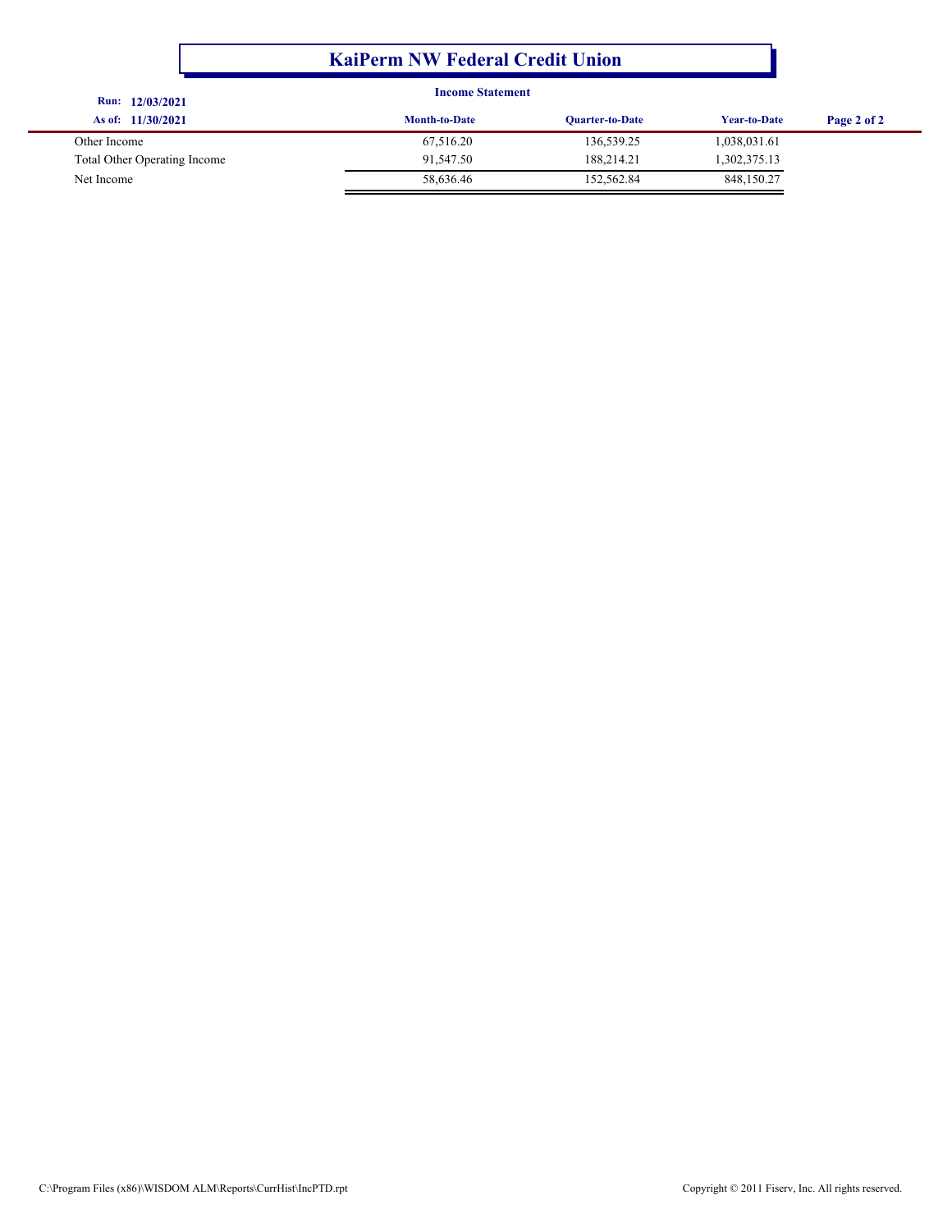# KaiPerm NW Federal Credit Union

## Income Statement

Run: 12/03/2021

As of: 11/30/2021

| | Month-to-Date | Quarter-to-Date | Year-to-Date |
|---|---|---|---|
| Other Income | 67,516.20 | 136,539.25 | 1,038,031.61 |
| Total Other Operating Income | 91,547.50 | 188,214.21 | 1,302,375.13 |
| Net Income | 58,636.46 | 152,562.84 | 848,150.27 |

C:\Program Files (x86)\WISDOM ALM\Reports\CurrHist\IncPTD.rpt

Copyright © 2011 Fiserv, Inc. All rights reserved.